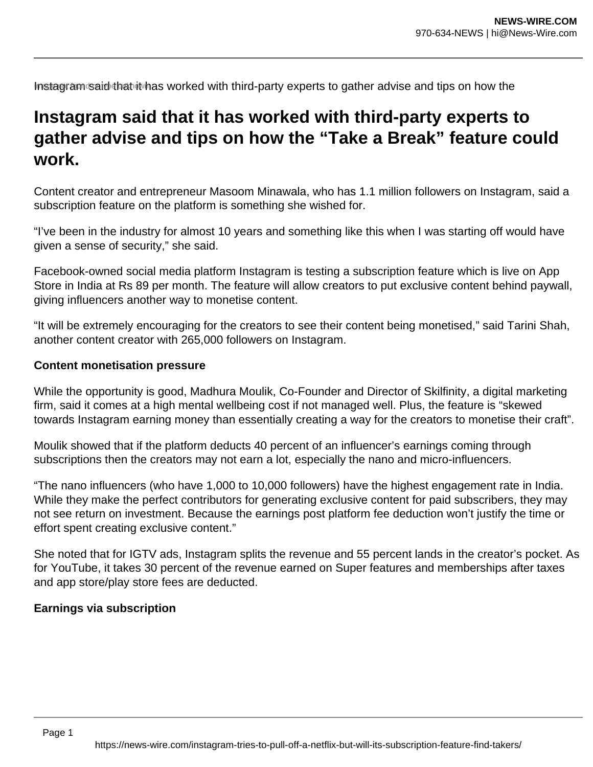Instagram said that it has worked with third-party experts to gather advise and tips on how the

# Instagram said that it has worked with third-party experts to gather advise and tips on how the "Take a Break" feature could work.

Content creator and entrepreneur Masoom Minawala, who has 1.1 million followers on Instagram, said a subscription feature on the platform is something she wished for.

"I've been in the industry for almost 10 years and something like this when I was starting off would have given a sense of security," she said.

Facebook-owned social media platform Instagram is testing a subscription feature which is live on App Store in India at Rs 89 per month. The feature will allow creators to put exclusive content behind paywall, giving influencers another way to monetise content.

"It will be extremely encouraging for the creators to see their content being monetised," said Tarini Shah, another content creator with 265,000 followers on Instagram.

**Content monetisation pressure**

While the opportunity is good, Madhura Moulik, Co-Founder and Director of Skilfinity, a digital marketing firm, said it comes at a high mental wellbeing cost if not managed well. Plus, the feature is "skewed towards Instagram earning money than essentially creating a way for the creators to monetise their craft".

Moulik showed that if the platform deducts 40 percent of an influencer's earnings coming through subscriptions then the creators may not earn a lot, especially the nano and micro-influencers.

"The nano influencers (who have 1,000 to 10,000 followers) have the highest engagement rate in India. While they make the perfect contributors for generating exclusive content for paid subscribers, they may not see return on investment. Because the earnings post platform fee deduction won't justify the time or effort spent creating exclusive content."

She noted that for IGTV ads, Instagram splits the revenue and 55 percent lands in the creator's pocket. As for YouTube, it takes 30 percent of the revenue earned on Super features and memberships after taxes and app store/play store fees are deducted.

**Earnings via subscription**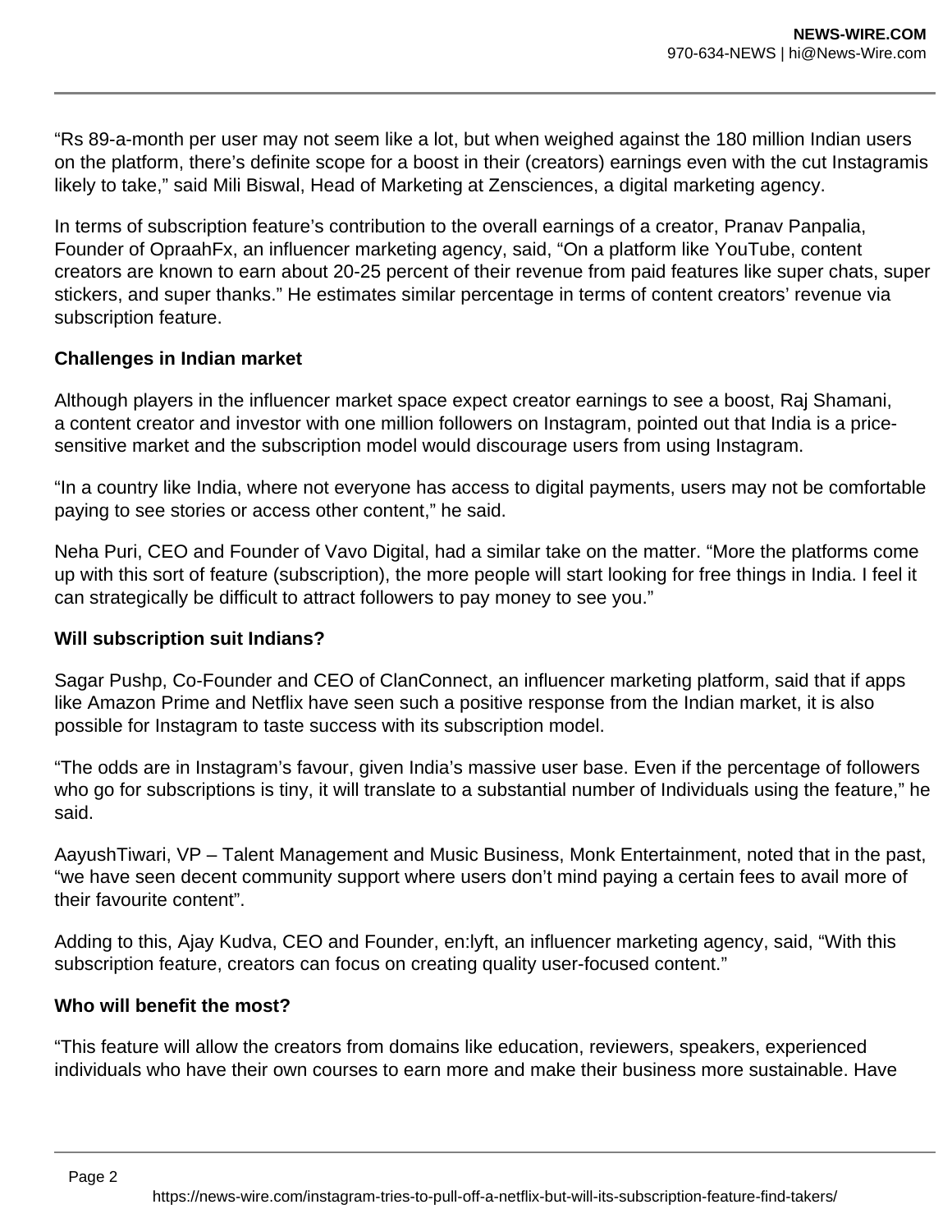“Rs 89-a-month per user may not seem like a lot, but when weighed against the 180 million Indian users on the platform, there’s definite scope for a boost in their (creators) earnings even with the cut Instagramis likely to take,” said Mili Biswal, Head of Marketing at Zensciences, a digital marketing agency.

In terms of subscription feature’s contribution to the overall earnings of a creator, Pranav Panpalia, Founder of OpraahFx, an influencer marketing agency, said, “On a platform like YouTube, content creators are known to earn about 20-25 percent of their revenue from paid features like super chats, super stickers, and super thanks.” He estimates similar percentage in terms of content creators’ revenue via subscription feature.

**Challenges in Indian market**

Although players in the influencer market space expect creator earnings to see a boost, Raj Shamani, a content creator and investor with one million followers on Instagram, pointed out that India is a price-sensitive market and the subscription model would discourage users from using Instagram.

“In a country like India, where not everyone has access to digital payments, users may not be comfortable paying to see stories or access other content,” he said.

Neha Puri, CEO and Founder of Vavo Digital, had a similar take on the matter. “More the platforms come up with this sort of feature (subscription), the more people will start looking for free things in India. I feel it can strategically be difficult to attract followers to pay money to see you.”

**Will subscription suit Indians?**

Sagar Pushp, Co-Founder and CEO of ClanConnect, an influencer marketing platform, said that if apps like Amazon Prime and Netflix have seen such a positive response from the Indian market, it is also possible for Instagram to taste success with its subscription model.

“The odds are in Instagram’s favour, given India’s massive user base. Even if the percentage of followers who go for subscriptions is tiny, it will translate to a substantial number of Individuals using the feature,” he said.

AayushTiwari, VP – Talent Management and Music Business, Monk Entertainment, noted that in the past, “we have seen decent community support where users don’t mind paying a certain fees to avail more of their favourite content”.

Adding to this, Ajay Kudva, CEO and Founder, en:lyft, an influencer marketing agency, said, “With this subscription feature, creators can focus on creating quality user-focused content.”

**Who will benefit the most?**

“This feature will allow the creators from domains like education, reviewers, speakers, experienced individuals who have their own courses to earn more and make their business more sustainable. Have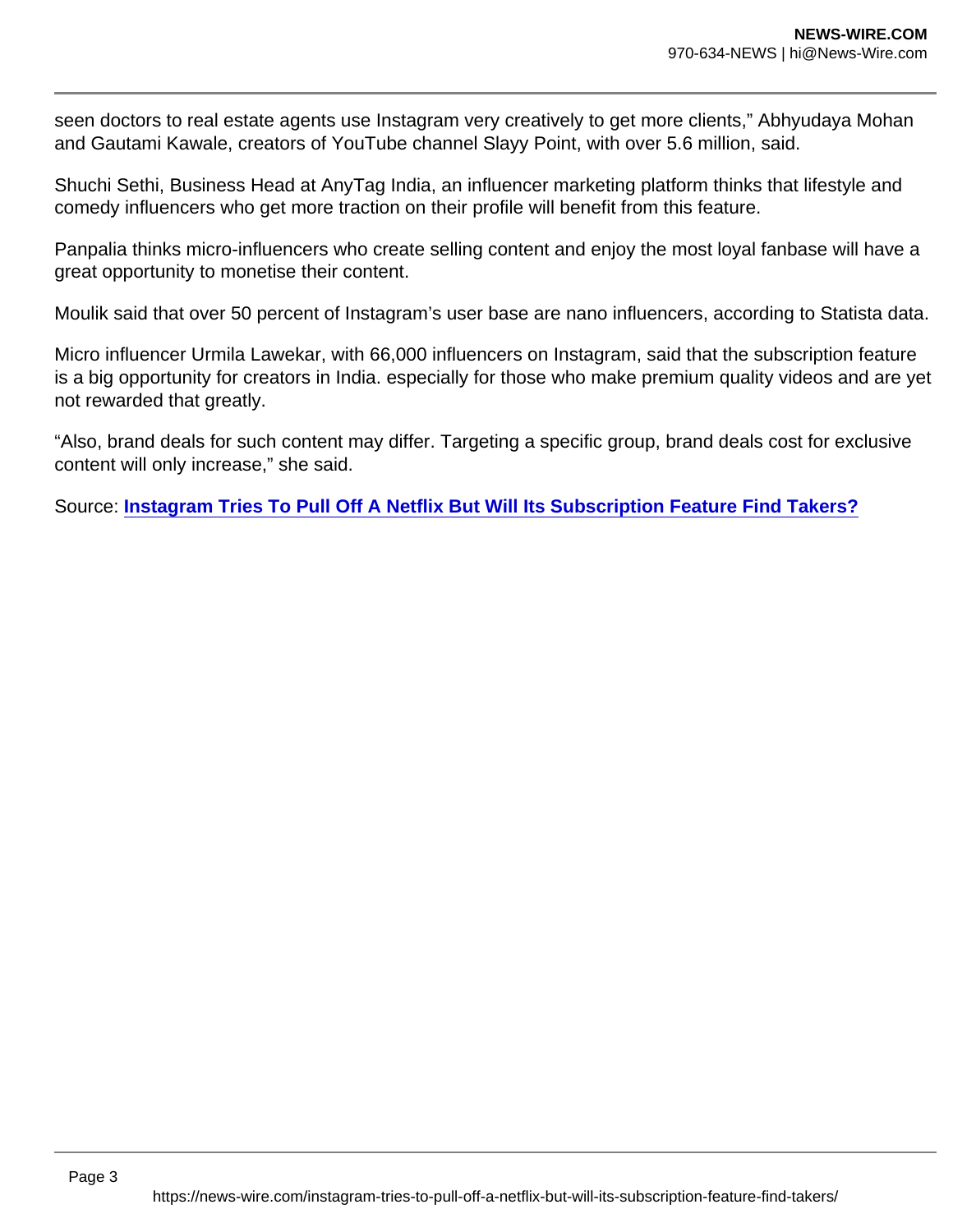seen doctors to real estate agents use Instagram very creatively to get more clients," Abhyudaya Mohan and Gautami Kawale, creators of YouTube channel Slayy Point, with over 5.6 million, said.

Shuchi Sethi, Business Head at AnyTag India, an influencer marketing platform thinks that lifestyle and comedy influencers who get more traction on their profile will benefit from this feature.

Panpalia thinks micro-influencers who create selling content and enjoy the most loyal fanbase will have a great opportunity to monetise their content.

Moulik said that over 50 percent of Instagram's user base are nano influencers, according to Statista data.

Micro influencer Urmila Lawekar, with 66,000 influencers on Instagram, said that the subscription feature is a big opportunity for creators in India. especially for those who make premium quality videos and are yet not rewarded that greatly.

"Also, brand deals for such content may differ. Targeting a specific group, brand deals cost for exclusive content will only increase," she said.

Source: **Instagram Tries To Pull Off A Netflix But Will Its Subscription Feature Find Takers?**